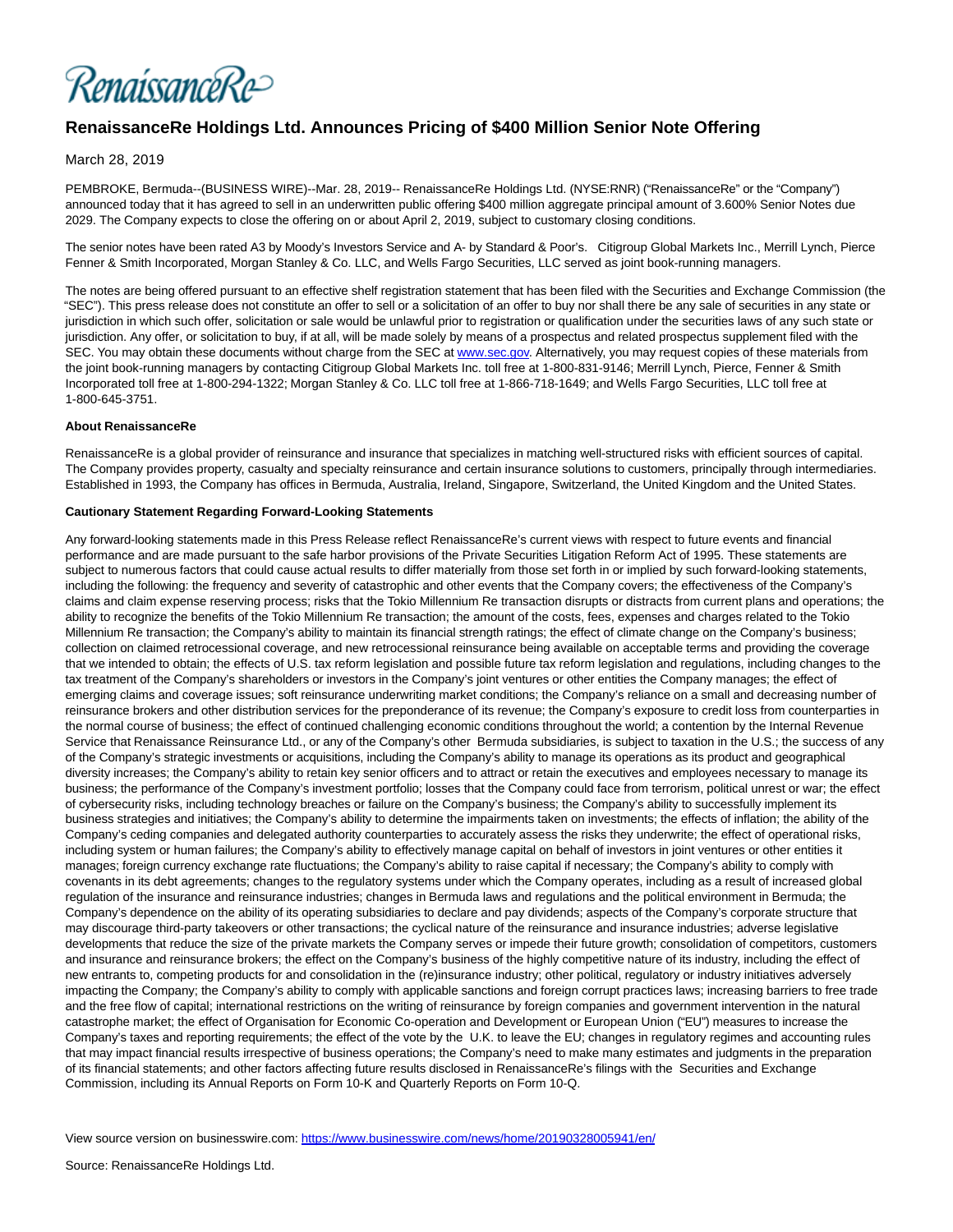RenaissanceRe

# RenaissanceRe Holdings Ltd. Announces Pricing of $400 Million Senior Note Offering

March 28, 2019

PEMBROKE, Bermuda--(BUSINESS WIRE)--Mar. 28, 2019-- RenaissanceRe Holdings Ltd. (NYSE:RNR) ("RenaissanceRe" or the "Company") announced today that it has agreed to sell in an underwritten public offering $400 million aggregate principal amount of 3.600% Senior Notes due 2029. The Company expects to close the offering on or about April 2, 2019, subject to customary closing conditions.

The senior notes have been rated A3 by Moody's Investors Service and A- by Standard & Poor's. Citigroup Global Markets Inc., Merrill Lynch, Pierce Fenner & Smith Incorporated, Morgan Stanley & Co. LLC, and Wells Fargo Securities, LLC served as joint book-running managers.

The notes are being offered pursuant to an effective shelf registration statement that has been filed with the Securities and Exchange Commission (the "SEC"). This press release does not constitute an offer to sell or a solicitation of an offer to buy nor shall there be any sale of securities in any state or jurisdiction in which such offer, solicitation or sale would be unlawful prior to registration or qualification under the securities laws of any such state or jurisdiction. Any offer, or solicitation to buy, if at all, will be made solely by means of a prospectus and related prospectus supplement filed with the SEC. You may obtain these documents without charge from the SEC at www.sec.gov. Alternatively, you may request copies of these materials from the joint book-running managers by contacting Citigroup Global Markets Inc. toll free at 1-800-831-9146; Merrill Lynch, Pierce, Fenner & Smith Incorporated toll free at 1-800-294-1322; Morgan Stanley & Co. LLC toll free at 1-866-718-1649; and Wells Fargo Securities, LLC toll free at 1-800-645-3751.

**About RenaissanceRe**

RenaissanceRe is a global provider of reinsurance and insurance that specializes in matching well-structured risks with efficient sources of capital. The Company provides property, casualty and specialty reinsurance and certain insurance solutions to customers, principally through intermediaries. Established in 1993, the Company has offices in Bermuda, Australia, Ireland, Singapore, Switzerland, the United Kingdom and the United States.

**Cautionary Statement Regarding Forward-Looking Statements**

Any forward-looking statements made in this Press Release reflect RenaissanceRe's current views with respect to future events and financial performance and are made pursuant to the safe harbor provisions of the Private Securities Litigation Reform Act of 1995. These statements are subject to numerous factors that could cause actual results to differ materially from those set forth in or implied by such forward-looking statements, including the following: the frequency and severity of catastrophic and other events that the Company covers; the effectiveness of the Company's claims and claim expense reserving process; risks that the Tokio Millennium Re transaction disrupts or distracts from current plans and operations; the ability to recognize the benefits of the Tokio Millennium Re transaction; the amount of the costs, fees, expenses and charges related to the Tokio Millennium Re transaction; the Company's ability to maintain its financial strength ratings; the effect of climate change on the Company's business; collection on claimed retrocessional coverage, and new retrocessional reinsurance being available on acceptable terms and providing the coverage that we intended to obtain; the effects of U.S. tax reform legislation and possible future tax reform legislation and regulations, including changes to the tax treatment of the Company's shareholders or investors in the Company's joint ventures or other entities the Company manages; the effect of emerging claims and coverage issues; soft reinsurance underwriting market conditions; the Company's reliance on a small and decreasing number of reinsurance brokers and other distribution services for the preponderance of its revenue; the Company's exposure to credit loss from counterparties in the normal course of business; the effect of continued challenging economic conditions throughout the world; a contention by the Internal Revenue Service that Renaissance Reinsurance Ltd., or any of the Company's other Bermuda subsidiaries, is subject to taxation in the U.S.; the success of any of the Company's strategic investments or acquisitions, including the Company's ability to manage its operations as its product and geographical diversity increases; the Company's ability to retain key senior officers and to attract or retain the executives and employees necessary to manage its business; the performance of the Company's investment portfolio; losses that the Company could face from terrorism, political unrest or war; the effect of cybersecurity risks, including technology breaches or failure on the Company's business; the Company's ability to successfully implement its business strategies and initiatives; the Company's ability to determine the impairments taken on investments; the effects of inflation; the ability of the Company's ceding companies and delegated authority counterparties to accurately assess the risks they underwrite; the effect of operational risks, including system or human failures; the Company's ability to effectively manage capital on behalf of investors in joint ventures or other entities it manages; foreign currency exchange rate fluctuations; the Company's ability to raise capital if necessary; the Company's ability to comply with covenants in its debt agreements; changes to the regulatory systems under which the Company operates, including as a result of increased global regulation of the insurance and reinsurance industries; changes in Bermuda laws and regulations and the political environment in Bermuda; the Company's dependence on the ability of its operating subsidiaries to declare and pay dividends; aspects of the Company's corporate structure that may discourage third-party takeovers or other transactions; the cyclical nature of the reinsurance and insurance industries; adverse legislative developments that reduce the size of the private markets the Company serves or impede their future growth; consolidation of competitors, customers and insurance and reinsurance brokers; the effect on the Company's business of the highly competitive nature of its industry, including the effect of new entrants to, competing products for and consolidation in the (re)insurance industry; other political, regulatory or industry initiatives adversely impacting the Company; the Company's ability to comply with applicable sanctions and foreign corrupt practices laws; increasing barriers to free trade and the free flow of capital; international restrictions on the writing of reinsurance by foreign companies and government intervention in the natural catastrophe market; the effect of Organisation for Economic Co-operation and Development or European Union ("EU") measures to increase the Company's taxes and reporting requirements; the effect of the vote by the U.K. to leave the EU; changes in regulatory regimes and accounting rules that may impact financial results irrespective of business operations; the Company's need to make many estimates and judgments in the preparation of its financial statements; and other factors affecting future results disclosed in RenaissanceRe's filings with the Securities and Exchange Commission, including its Annual Reports on Form 10-K and Quarterly Reports on Form 10-Q.

View source version on businesswire.com: https://www.businesswire.com/news/home/20190328005941/en/

Source: RenaissanceRe Holdings Ltd.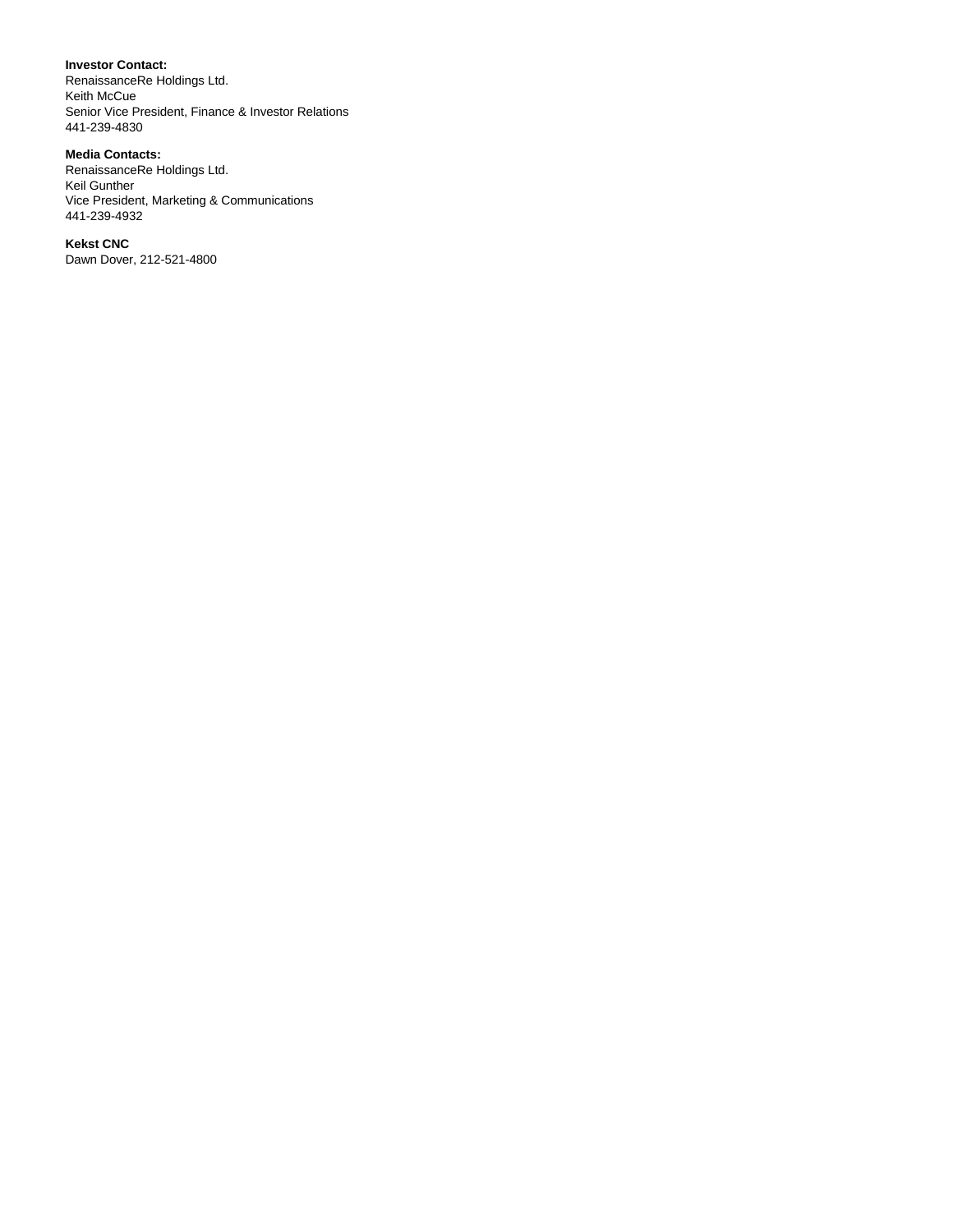**Investor Contact:**
RenaissanceRe Holdings Ltd.
Keith McCue
Senior Vice President, Finance & Investor Relations
441-239-4830

**Media Contacts:**
RenaissanceRe Holdings Ltd.
Keil Gunther
Vice President, Marketing & Communications
441-239-4932

**Kekst CNC**
Dawn Dover, 212-521-4800